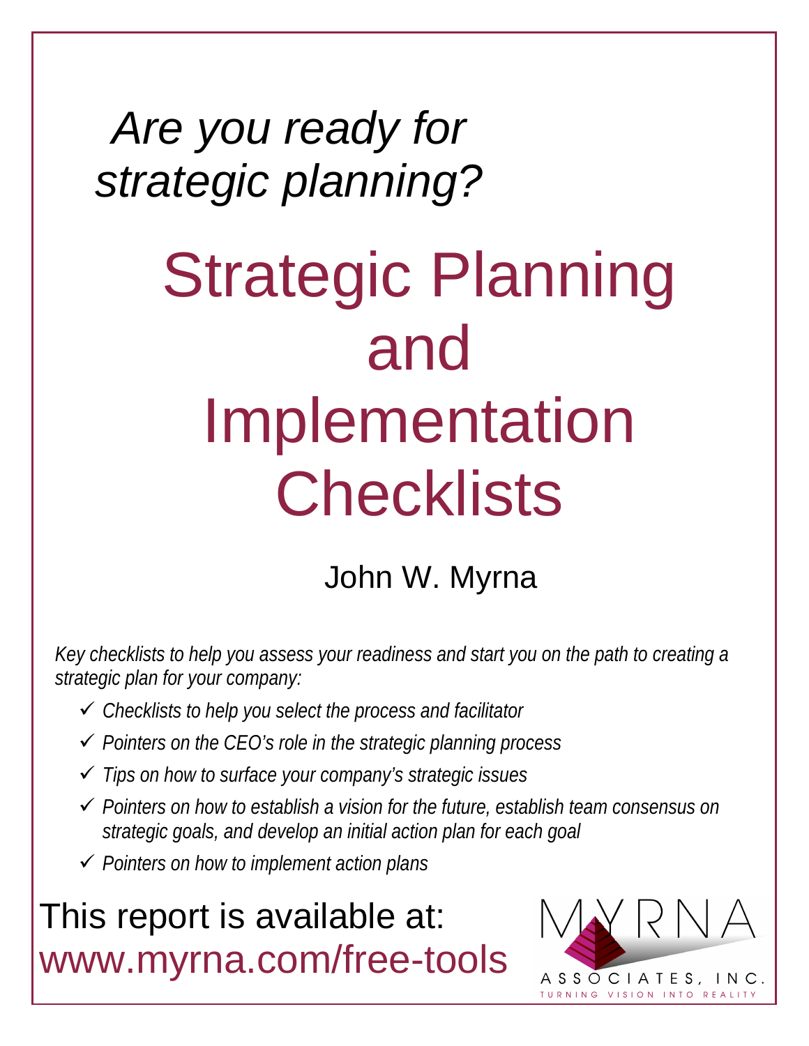*Are you ready for strategic planning?*

# Strategic Planning and Implementation Checklists

John W. Myrna

*Key checklists to help you assess your readiness and start you on the path to creating a strategic plan for your company:*

- ✓ *Checklists to help you select the process and facilitator*
- ✓ *Pointers on the CEO's role in the strategic planning process*
- ✓ *Tips on how to surface your company's strategic issues*
- ✓ *Pointers on how to establish a vision for the future, establish team consensus on strategic goals, and develop an initial action plan for each goal*
- ✓ *Pointers on how to implement action plans*

This report is available at:
www.myrna.com/free-tools

MYRNA
ASSOCIATES, INC.
TURNING VISION INTO REALITY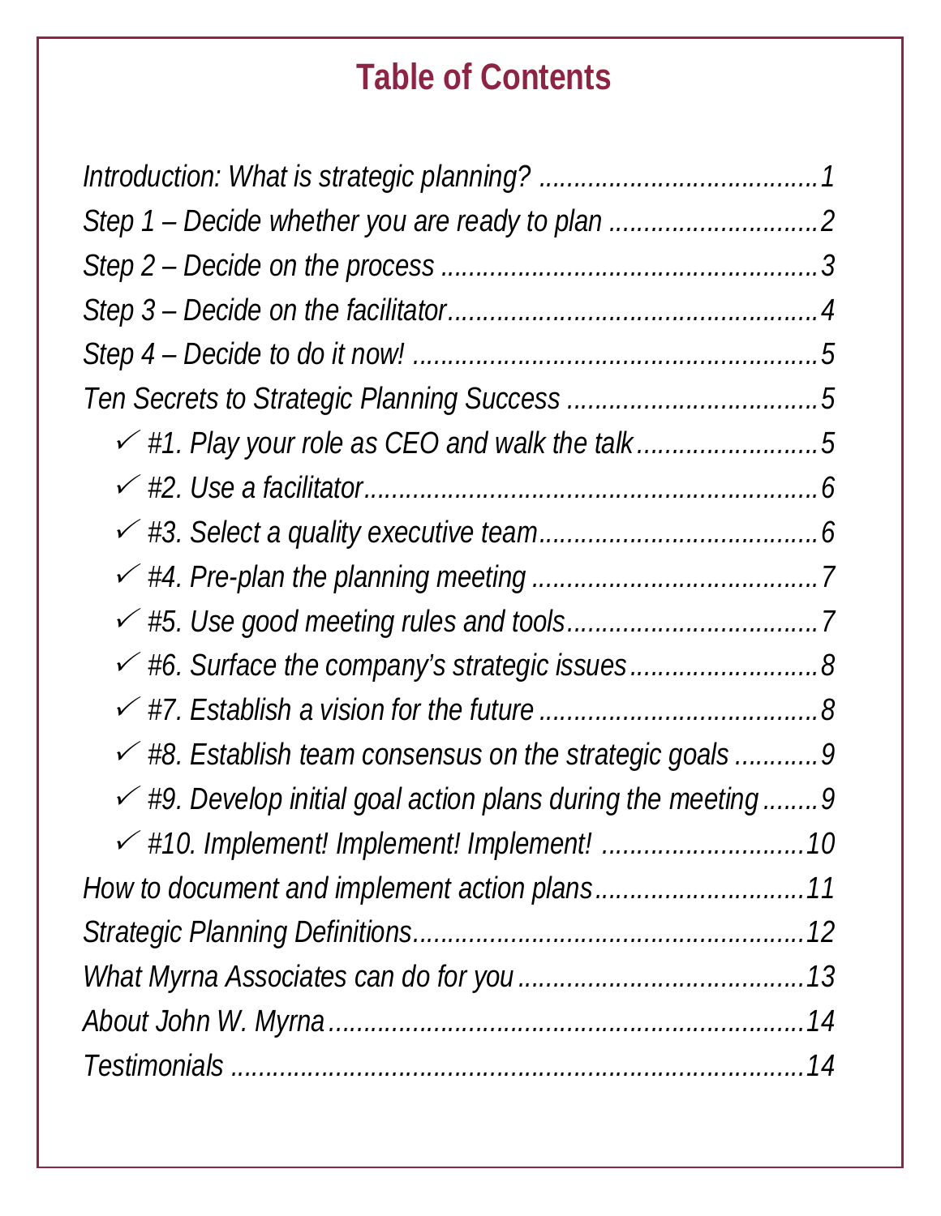# Table of Contents

*Introduction: What is strategic planning? ........................................1*

*Step 1 – Decide whether you are ready to plan ..............................2*

*Step 2 – Decide on the process ......................................................3*

*Step 3 – Decide on the facilitator....................................................4*

*Step 4 – Decide to do it now! ..........................................................5*

*Ten Secrets to Strategic Planning Success ....................................5*

- ✓ *#1. Play your role as CEO and walk the talk..........................5*
- ✓ *#2. Use a facilitator.................................................................6*
- ✓ *#3. Select a quality executive team........................................6*
- ✓ *#4. Pre-plan the planning meeting .........................................7*
- ✓ *#5. Use good meeting rules and tools....................................7*
- ✓ *#6. Surface the company's strategic issues...........................8*
- ✓ *#7. Establish a vision for the future ........................................8*
- ✓ *#8. Establish team consensus on the strategic goals ............9*
- ✓ *#9. Develop initial goal action plans during the meeting........9*
- ✓ *#10. Implement! Implement! Implement! .............................10*

*How to document and implement action plans..............................11*

*Strategic Planning Definitions........................................................12*

*What Myrna Associates can do for you .........................................13*

*About John W. Myrna.....................................................................14*

*Testimonials ..................................................................................14*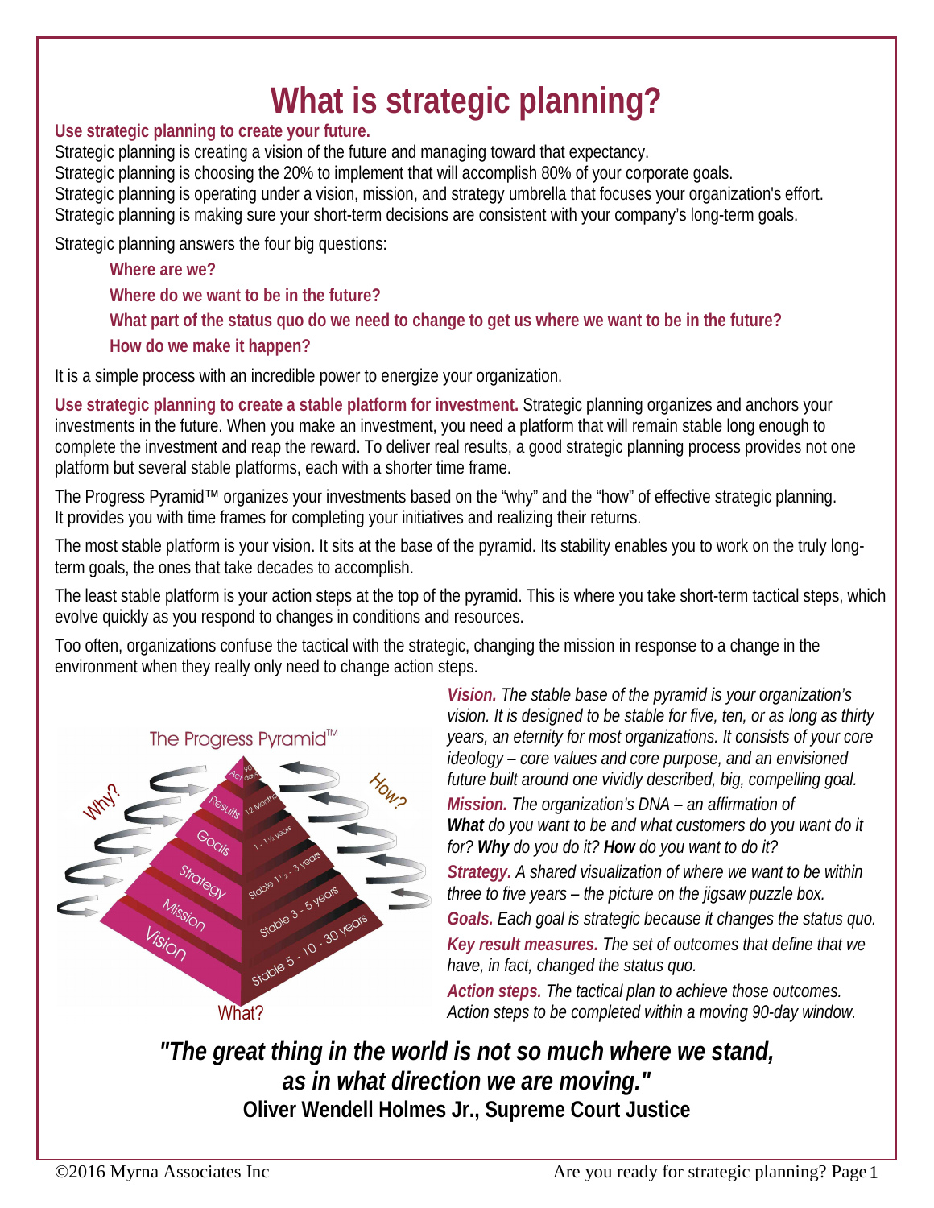# What is strategic planning?

**Use strategic planning to create your future.**

Strategic planning is creating a vision of the future and managing toward that expectancy.
Strategic planning is choosing the 20% to implement that will accomplish 80% of your corporate goals.
Strategic planning is operating under a vision, mission, and strategy umbrella that focuses your organization's effort.
Strategic planning is making sure your short-term decisions are consistent with your company's long-term goals.

Strategic planning answers the four big questions:

> **Where are we?**
>
> **Where do we want to be in the future?**
>
> **What part of the status quo do we need to change to get us where we want to be in the future?**
>
> **How do we make it happen?**

It is a simple process with an incredible power to energize your organization.

**Use strategic planning to create a stable platform for investment.** Strategic planning organizes and anchors your investments in the future. When you make an investment, you need a platform that will remain stable long enough to complete the investment and reap the reward. To deliver real results, a good strategic planning process provides not one platform but several stable platforms, each with a shorter time frame.

The Progress Pyramid™ organizes your investments based on the "why" and the "how" of effective strategic planning. It provides you with time frames for completing your initiatives and realizing their returns.

The most stable platform is your vision. It sits at the base of the pyramid. Its stability enables you to work on the truly long-term goals, the ones that take decades to accomplish.

The least stable platform is your action steps at the top of the pyramid. This is where you take short-term tactical steps, which evolve quickly as you respond to changes in conditions and resources.

Too often, organizations confuse the tactical with the strategic, changing the mission in response to a change in the environment when they really only need to change action steps.

The Progress Pyramid™

| Level | Time frame |
| --- | --- |
| Act | 90 days |
| Results | 12 Months |
| Goals | 1 - 1½ years |
| Strategy | Stable 1½ - 3 years |
| Mission | Stable 3 - 5 years |
| Vision | Stable 5 - 10 - 30 years |

Why? How? What?

***Vision.*** *The stable base of the pyramid is your organization's vision. It is designed to be stable for five, ten, or as long as thirty years, an eternity for most organizations. It consists of your core ideology – core values and core purpose, and an envisioned future built around one vividly described, big, compelling goal.*

***Mission.*** *The organization's DNA – an affirmation of* ***What*** *do you want to be and what customers do you want do it for?* ***Why*** *do you do it?* ***How*** *do you want to do it?*

***Strategy.*** *A shared visualization of where we want to be within three to five years – the picture on the jigsaw puzzle box.*

***Goals.*** *Each goal is strategic because it changes the status quo.*

***Key result measures.*** *The set of outcomes that define that we have, in fact, changed the status quo.*

***Action steps.*** *The tactical plan to achieve those outcomes. Action steps to be completed within a moving 90-day window.*

***"The great thing in the world is not so much where we stand, as in what direction we are moving."***
**Oliver Wendell Holmes Jr., Supreme Court Justice**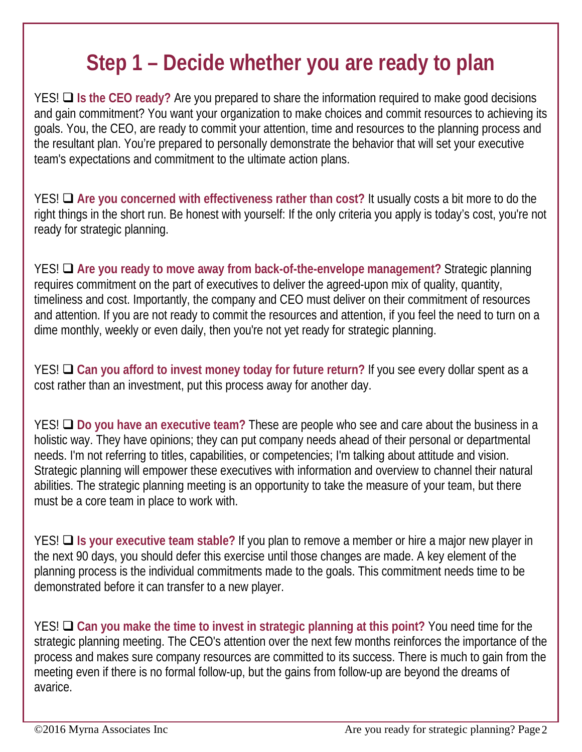# Step 1 – Decide whether you are ready to plan

YES! ❑ **Is the CEO ready?** Are you prepared to share the information required to make good decisions and gain commitment? You want your organization to make choices and commit resources to achieving its goals. You, the CEO, are ready to commit your attention, time and resources to the planning process and the resultant plan. You're prepared to personally demonstrate the behavior that will set your executive team's expectations and commitment to the ultimate action plans.

YES! ❑ **Are you concerned with effectiveness rather than cost?** It usually costs a bit more to do the right things in the short run. Be honest with yourself: If the only criteria you apply is today's cost, you're not ready for strategic planning.

YES! ❑ **Are you ready to move away from back-of-the-envelope management?** Strategic planning requires commitment on the part of executives to deliver the agreed-upon mix of quality, quantity, timeliness and cost. Importantly, the company and CEO must deliver on their commitment of resources and attention. If you are not ready to commit the resources and attention, if you feel the need to turn on a dime monthly, weekly or even daily, then you're not yet ready for strategic planning.

YES! ❑ **Can you afford to invest money today for future return?** If you see every dollar spent as a cost rather than an investment, put this process away for another day.

YES! ❑ **Do you have an executive team?** These are people who see and care about the business in a holistic way. They have opinions; they can put company needs ahead of their personal or departmental needs. I'm not referring to titles, capabilities, or competencies; I'm talking about attitude and vision. Strategic planning will empower these executives with information and overview to channel their natural abilities. The strategic planning meeting is an opportunity to take the measure of your team, but there must be a core team in place to work with.

YES! ❑ **Is your executive team stable?** If you plan to remove a member or hire a major new player in the next 90 days, you should defer this exercise until those changes are made. A key element of the planning process is the individual commitments made to the goals. This commitment needs time to be demonstrated before it can transfer to a new player.

YES! ❑ **Can you make the time to invest in strategic planning at this point?** You need time for the strategic planning meeting. The CEO's attention over the next few months reinforces the importance of the process and makes sure company resources are committed to its success. There is much to gain from the meeting even if there is no formal follow-up, but the gains from follow-up are beyond the dreams of avarice.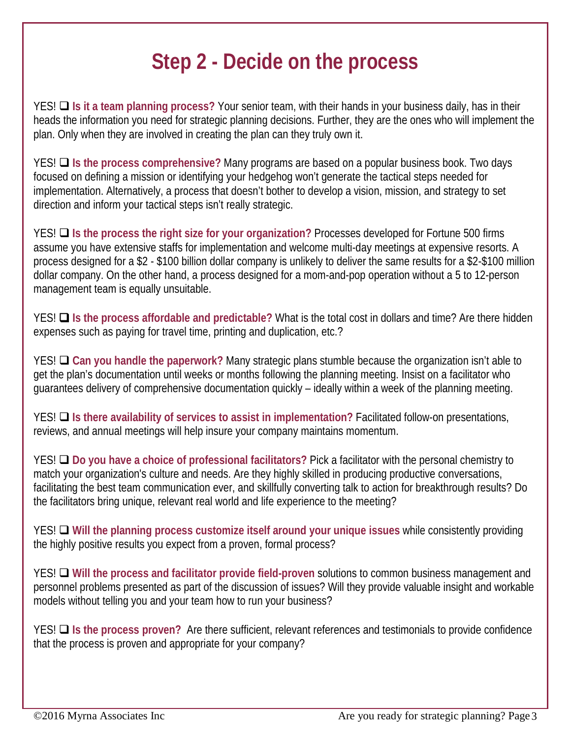# Step 2 - Decide on the process

YES! ❑ **Is it a team planning process?** Your senior team, with their hands in your business daily, has in their heads the information you need for strategic planning decisions. Further, they are the ones who will implement the plan. Only when they are involved in creating the plan can they truly own it.

YES! ❑ **Is the process comprehensive?** Many programs are based on a popular business book. Two days focused on defining a mission or identifying your hedgehog won't generate the tactical steps needed for implementation. Alternatively, a process that doesn't bother to develop a vision, mission, and strategy to set direction and inform your tactical steps isn't really strategic.

YES! ❑ **Is the process the right size for your organization?** Processes developed for Fortune 500 firms assume you have extensive staffs for implementation and welcome multi-day meetings at expensive resorts. A process designed for a $2 - $100 billion dollar company is unlikely to deliver the same results for a $2-$100 million dollar company. On the other hand, a process designed for a mom-and-pop operation without a 5 to 12-person management team is equally unsuitable.

YES! ❑ **Is the process affordable and predictable?** What is the total cost in dollars and time? Are there hidden expenses such as paying for travel time, printing and duplication, etc.?

YES! ❑ **Can you handle the paperwork?** Many strategic plans stumble because the organization isn't able to get the plan's documentation until weeks or months following the planning meeting. Insist on a facilitator who guarantees delivery of comprehensive documentation quickly – ideally within a week of the planning meeting.

YES! ❑ **Is there availability of services to assist in implementation?** Facilitated follow-on presentations, reviews, and annual meetings will help insure your company maintains momentum.

YES! ❑ **Do you have a choice of professional facilitators?** Pick a facilitator with the personal chemistry to match your organization's culture and needs. Are they highly skilled in producing productive conversations, facilitating the best team communication ever, and skillfully converting talk to action for breakthrough results? Do the facilitators bring unique, relevant real world and life experience to the meeting?

YES! ❑ **Will the planning process customize itself around your unique issues** while consistently providing the highly positive results you expect from a proven, formal process?

YES! ❑ **Will the process and facilitator provide field-proven** solutions to common business management and personnel problems presented as part of the discussion of issues? Will they provide valuable insight and workable models without telling you and your team how to run your business?

YES! ❑ **Is the process proven?** Are there sufficient, relevant references and testimonials to provide confidence that the process is proven and appropriate for your company?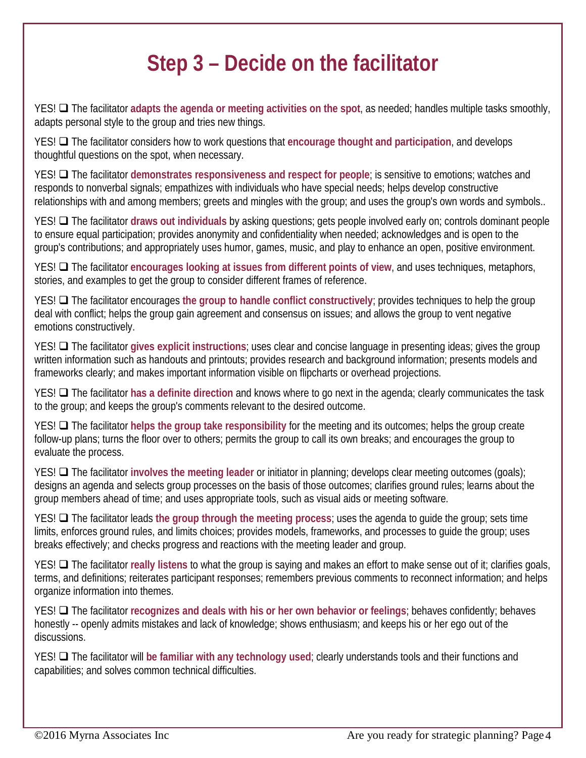# Step 3 – Decide on the facilitator

YES! ❑ The facilitator **adapts the agenda or meeting activities on the spot**, as needed; handles multiple tasks smoothly, adapts personal style to the group and tries new things.

YES! ❑ The facilitator considers how to work questions that **encourage thought and participation**, and develops thoughtful questions on the spot, when necessary.

YES! ❑ The facilitator **demonstrates responsiveness and respect for people**; is sensitive to emotions; watches and responds to nonverbal signals; empathizes with individuals who have special needs; helps develop constructive relationships with and among members; greets and mingles with the group; and uses the group's own words and symbols..

YES! ❑ The facilitator **draws out individuals** by asking questions; gets people involved early on; controls dominant people to ensure equal participation; provides anonymity and confidentiality when needed; acknowledges and is open to the group's contributions; and appropriately uses humor, games, music, and play to enhance an open, positive environment.

YES! ❑ The facilitator **encourages looking at issues from different points of view**, and uses techniques, metaphors, stories, and examples to get the group to consider different frames of reference.

YES! ❑ The facilitator encourages **the group to handle conflict constructively**; provides techniques to help the group deal with conflict; helps the group gain agreement and consensus on issues; and allows the group to vent negative emotions constructively.

YES! ❑ The facilitator **gives explicit instructions**; uses clear and concise language in presenting ideas; gives the group written information such as handouts and printouts; provides research and background information; presents models and frameworks clearly; and makes important information visible on flipcharts or overhead projections.

YES! ❑ The facilitator **has a definite direction** and knows where to go next in the agenda; clearly communicates the task to the group; and keeps the group's comments relevant to the desired outcome.

YES! ❑ The facilitator **helps the group take responsibility** for the meeting and its outcomes; helps the group create follow-up plans; turns the floor over to others; permits the group to call its own breaks; and encourages the group to evaluate the process.

YES! ❑ The facilitator **involves the meeting leader** or initiator in planning; develops clear meeting outcomes (goals); designs an agenda and selects group processes on the basis of those outcomes; clarifies ground rules; learns about the group members ahead of time; and uses appropriate tools, such as visual aids or meeting software.

YES! ❑ The facilitator leads **the group through the meeting process**; uses the agenda to guide the group; sets time limits, enforces ground rules, and limits choices; provides models, frameworks, and processes to guide the group; uses breaks effectively; and checks progress and reactions with the meeting leader and group.

YES! ❑ The facilitator **really listens** to what the group is saying and makes an effort to make sense out of it; clarifies goals, terms, and definitions; reiterates participant responses; remembers previous comments to reconnect information; and helps organize information into themes.

YES! ❑ The facilitator **recognizes and deals with his or her own behavior or feelings**; behaves confidently; behaves honestly -- openly admits mistakes and lack of knowledge; shows enthusiasm; and keeps his or her ego out of the discussions.

YES! ❑ The facilitator will **be familiar with any technology used**; clearly understands tools and their functions and capabilities; and solves common technical difficulties.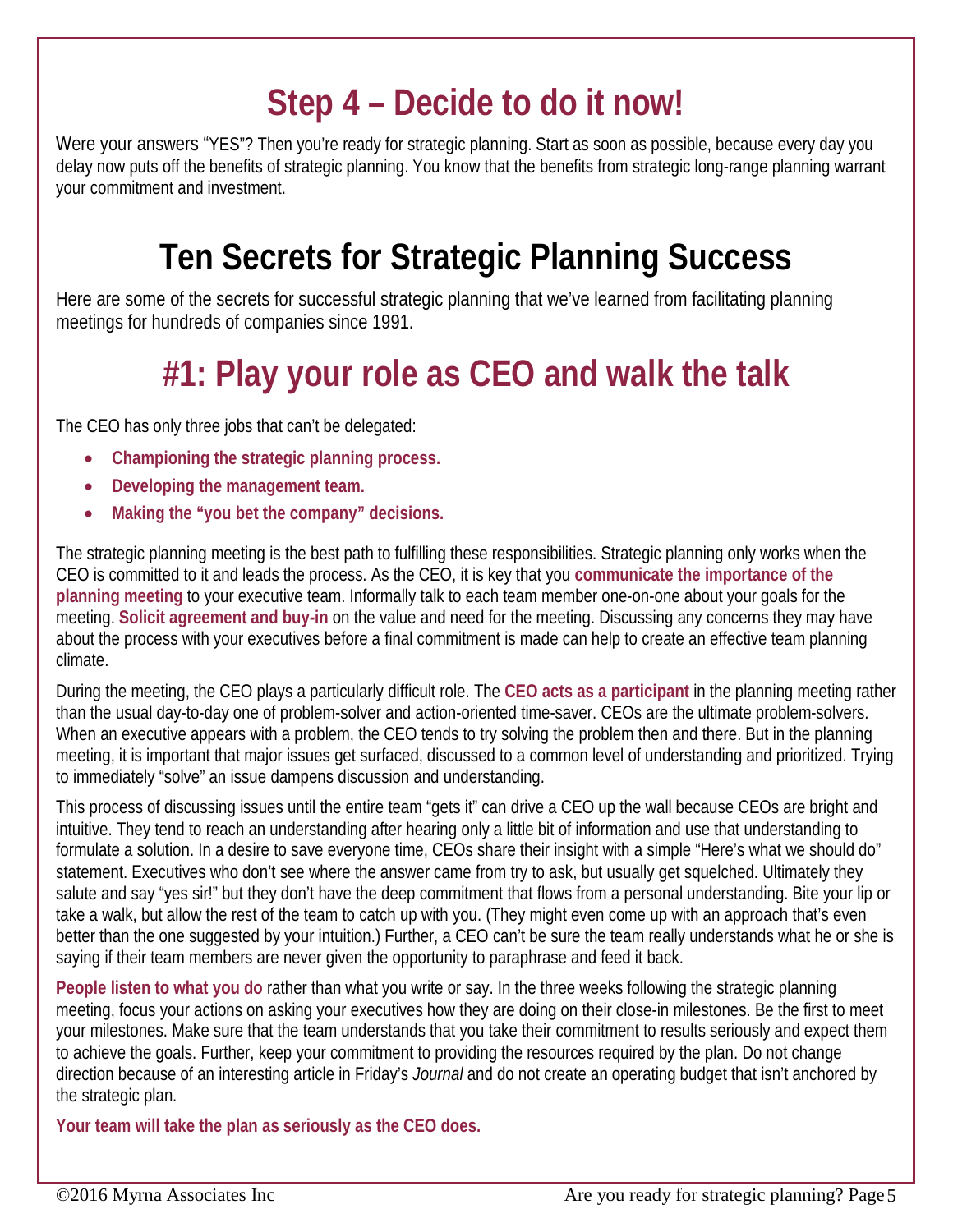# Step 4 – Decide to do it now!

Were your answers "YES"? Then you're ready for strategic planning. Start as soon as possible, because every day you delay now puts off the benefits of strategic planning. You know that the benefits from strategic long-range planning warrant your commitment and investment.

# Ten Secrets for Strategic Planning Success

Here are some of the secrets for successful strategic planning that we've learned from facilitating planning meetings for hundreds of companies since 1991.

## #1: Play your role as CEO and walk the talk

The CEO has only three jobs that can't be delegated:

- **Championing the strategic planning process.**
- **Developing the management team.**
- **Making the "you bet the company" decisions.**

The strategic planning meeting is the best path to fulfilling these responsibilities. Strategic planning only works when the CEO is committed to it and leads the process. As the CEO, it is key that you **communicate the importance of the planning meeting** to your executive team. Informally talk to each team member one-on-one about your goals for the meeting. **Solicit agreement and buy-in** on the value and need for the meeting. Discussing any concerns they may have about the process with your executives before a final commitment is made can help to create an effective team planning climate.

During the meeting, the CEO plays a particularly difficult role. The **CEO acts as a participant** in the planning meeting rather than the usual day-to-day one of problem-solver and action-oriented time-saver. CEOs are the ultimate problem-solvers. When an executive appears with a problem, the CEO tends to try solving the problem then and there. But in the planning meeting, it is important that major issues get surfaced, discussed to a common level of understanding and prioritized. Trying to immediately "solve" an issue dampens discussion and understanding.

This process of discussing issues until the entire team "gets it" can drive a CEO up the wall because CEOs are bright and intuitive. They tend to reach an understanding after hearing only a little bit of information and use that understanding to formulate a solution. In a desire to save everyone time, CEOs share their insight with a simple "Here's what we should do" statement. Executives who don't see where the answer came from try to ask, but usually get squelched. Ultimately they salute and say "yes sir!" but they don't have the deep commitment that flows from a personal understanding. Bite your lip or take a walk, but allow the rest of the team to catch up with you. (They might even come up with an approach that's even better than the one suggested by your intuition.) Further, a CEO can't be sure the team really understands what he or she is saying if their team members are never given the opportunity to paraphrase and feed it back.

**People listen to what you do** rather than what you write or say. In the three weeks following the strategic planning meeting, focus your actions on asking your executives how they are doing on their close-in milestones. Be the first to meet your milestones. Make sure that the team understands that you take their commitment to results seriously and expect them to achieve the goals. Further, keep your commitment to providing the resources required by the plan. Do not change direction because of an interesting article in Friday's *Journal* and do not create an operating budget that isn't anchored by the strategic plan.

**Your team will take the plan as seriously as the CEO does.**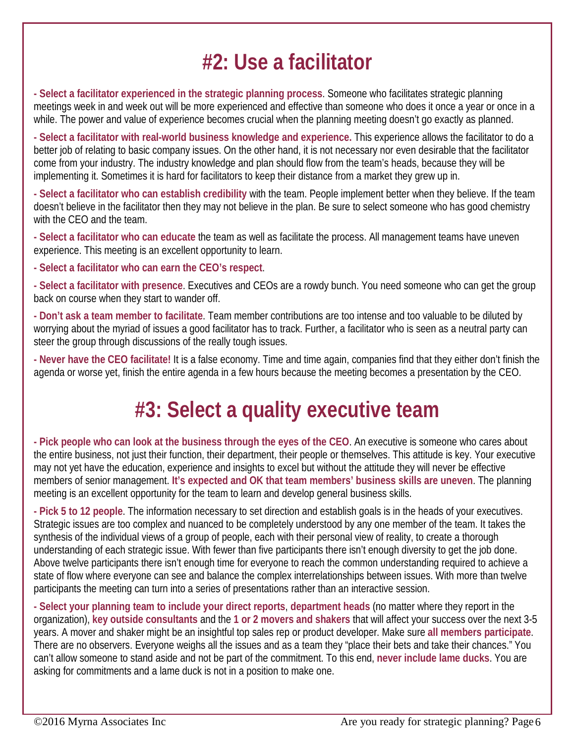# #2: Use a facilitator

**- Select a facilitator experienced in the strategic planning process**. Someone who facilitates strategic planning meetings week in and week out will be more experienced and effective than someone who does it once a year or once in a while. The power and value of experience becomes crucial when the planning meeting doesn't go exactly as planned.

**- Select a facilitator with real-world business knowledge and experience.** This experience allows the facilitator to do a better job of relating to basic company issues. On the other hand, it is not necessary nor even desirable that the facilitator come from your industry. The industry knowledge and plan should flow from the team's heads, because they will be implementing it. Sometimes it is hard for facilitators to keep their distance from a market they grew up in.

**- Select a facilitator who can establish credibility** with the team. People implement better when they believe. If the team doesn't believe in the facilitator then they may not believe in the plan. Be sure to select someone who has good chemistry with the CEO and the team.

**- Select a facilitator who can educate** the team as well as facilitate the process. All management teams have uneven experience. This meeting is an excellent opportunity to learn.

**- Select a facilitator who can earn the CEO's respect**.

**- Select a facilitator with presence**. Executives and CEOs are a rowdy bunch. You need someone who can get the group back on course when they start to wander off.

**- Don't ask a team member to facilitate**. Team member contributions are too intense and too valuable to be diluted by worrying about the myriad of issues a good facilitator has to track. Further, a facilitator who is seen as a neutral party can steer the group through discussions of the really tough issues.

**- Never have the CEO facilitate!** It is a false economy. Time and time again, companies find that they either don't finish the agenda or worse yet, finish the entire agenda in a few hours because the meeting becomes a presentation by the CEO.

# #3: Select a quality executive team

**- Pick people who can look at the business through the eyes of the CEO**. An executive is someone who cares about the entire business, not just their function, their department, their people or themselves. This attitude is key. Your executive may not yet have the education, experience and insights to excel but without the attitude they will never be effective members of senior management. **It's expected and OK that team members' business skills are uneven**. The planning meeting is an excellent opportunity for the team to learn and develop general business skills.

**- Pick 5 to 12 people**. The information necessary to set direction and establish goals is in the heads of your executives. Strategic issues are too complex and nuanced to be completely understood by any one member of the team. It takes the synthesis of the individual views of a group of people, each with their personal view of reality, to create a thorough understanding of each strategic issue. With fewer than five participants there isn't enough diversity to get the job done. Above twelve participants there isn't enough time for everyone to reach the common understanding required to achieve a state of flow where everyone can see and balance the complex interrelationships between issues. With more than twelve participants the meeting can turn into a series of presentations rather than an interactive session.

**- Select your planning team to include your direct reports**, **department heads** (no matter where they report in the organization), **key outside consultants** and the **1 or 2 movers and shakers** that will affect your success over the next 3-5 years. A mover and shaker might be an insightful top sales rep or product developer. Make sure **all members participate**. There are no observers. Everyone weighs all the issues and as a team they "place their bets and take their chances." You can't allow someone to stand aside and not be part of the commitment. To this end, **never include lame ducks**. You are asking for commitments and a lame duck is not in a position to make one.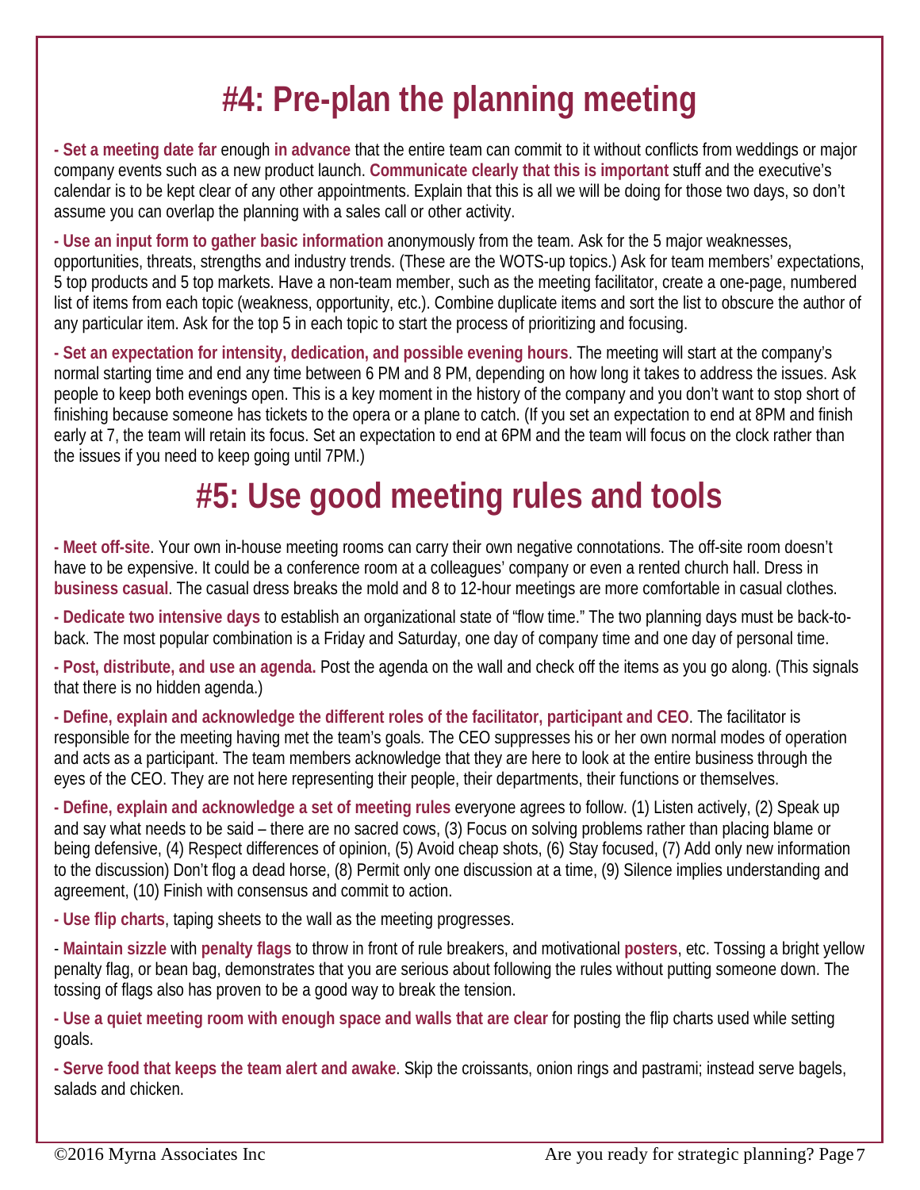# #4: Pre-plan the planning meeting

**- Set a meeting date far** enough **in advance** that the entire team can commit to it without conflicts from weddings or major company events such as a new product launch. **Communicate clearly that this is important** stuff and the executive's calendar is to be kept clear of any other appointments. Explain that this is all we will be doing for those two days, so don't assume you can overlap the planning with a sales call or other activity.

**- Use an input form to gather basic information** anonymously from the team. Ask for the 5 major weaknesses, opportunities, threats, strengths and industry trends. (These are the WOTS-up topics.) Ask for team members' expectations, 5 top products and 5 top markets. Have a non-team member, such as the meeting facilitator, create a one-page, numbered list of items from each topic (weakness, opportunity, etc.). Combine duplicate items and sort the list to obscure the author of any particular item. Ask for the top 5 in each topic to start the process of prioritizing and focusing.

**- Set an expectation for intensity, dedication, and possible evening hours**. The meeting will start at the company's normal starting time and end any time between 6 PM and 8 PM, depending on how long it takes to address the issues. Ask people to keep both evenings open. This is a key moment in the history of the company and you don't want to stop short of finishing because someone has tickets to the opera or a plane to catch. (If you set an expectation to end at 8PM and finish early at 7, the team will retain its focus. Set an expectation to end at 6PM and the team will focus on the clock rather than the issues if you need to keep going until 7PM.)

# #5: Use good meeting rules and tools

**- Meet off-site**. Your own in-house meeting rooms can carry their own negative connotations. The off-site room doesn't have to be expensive. It could be a conference room at a colleagues' company or even a rented church hall. Dress in **business casual**. The casual dress breaks the mold and 8 to 12-hour meetings are more comfortable in casual clothes.

**- Dedicate two intensive days** to establish an organizational state of "flow time." The two planning days must be back-to-back. The most popular combination is a Friday and Saturday, one day of company time and one day of personal time.

**- Post, distribute, and use an agenda.** Post the agenda on the wall and check off the items as you go along. (This signals that there is no hidden agenda.)

**- Define, explain and acknowledge the different roles of the facilitator, participant and CEO**. The facilitator is responsible for the meeting having met the team's goals. The CEO suppresses his or her own normal modes of operation and acts as a participant. The team members acknowledge that they are here to look at the entire business through the eyes of the CEO. They are not here representing their people, their departments, their functions or themselves.

**- Define, explain and acknowledge a set of meeting rules** everyone agrees to follow. (1) Listen actively, (2) Speak up and say what needs to be said – there are no sacred cows, (3) Focus on solving problems rather than placing blame or being defensive, (4) Respect differences of opinion, (5) Avoid cheap shots, (6) Stay focused, (7) Add only new information to the discussion) Don't flog a dead horse, (8) Permit only one discussion at a time, (9) Silence implies understanding and agreement, (10) Finish with consensus and commit to action.

**- Use flip charts**, taping sheets to the wall as the meeting progresses.

- **Maintain sizzle** with **penalty flags** to throw in front of rule breakers, and motivational **posters**, etc. Tossing a bright yellow penalty flag, or bean bag, demonstrates that you are serious about following the rules without putting someone down. The tossing of flags also has proven to be a good way to break the tension.

**- Use a quiet meeting room with enough space and walls that are clear** for posting the flip charts used while setting goals.

**- Serve food that keeps the team alert and awake**. Skip the croissants, onion rings and pastrami; instead serve bagels, salads and chicken.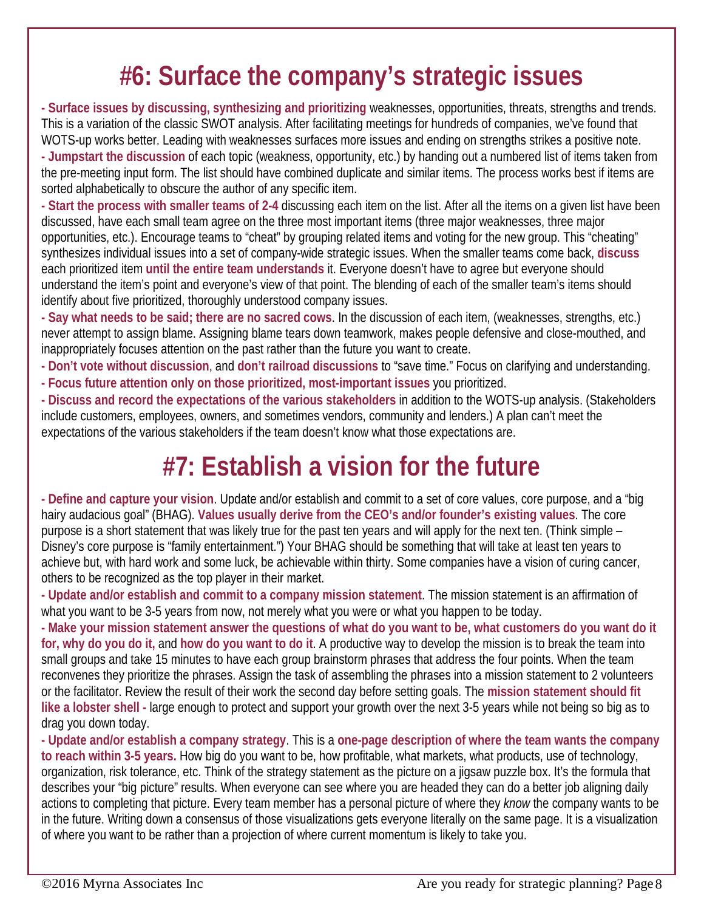# #6: Surface the company's strategic issues

- **Surface issues by discussing, synthesizing and prioritizing** weaknesses, opportunities, threats, strengths and trends. This is a variation of the classic SWOT analysis. After facilitating meetings for hundreds of companies, we've found that WOTS-up works better. Leading with weaknesses surfaces more issues and ending on strengths strikes a positive note.
- **Jumpstart the discussion** of each topic (weakness, opportunity, etc.) by handing out a numbered list of items taken from the pre-meeting input form. The list should have combined duplicate and similar items. The process works best if items are sorted alphabetically to obscure the author of any specific item.
- **Start the process with smaller teams of 2-4** discussing each item on the list. After all the items on a given list have been discussed, have each small team agree on the three most important items (three major weaknesses, three major opportunities, etc.). Encourage teams to "cheat" by grouping related items and voting for the new group. This "cheating" synthesizes individual issues into a set of company-wide strategic issues. When the smaller teams come back, **discuss** each prioritized item **until the entire team understands** it. Everyone doesn't have to agree but everyone should understand the item's point and everyone's view of that point. The blending of each of the smaller team's items should identify about five prioritized, thoroughly understood company issues.
- **Say what needs to be said; there are no sacred cows**. In the discussion of each item, (weaknesses, strengths, etc.) never attempt to assign blame. Assigning blame tears down teamwork, makes people defensive and close-mouthed, and inappropriately focuses attention on the past rather than the future you want to create.
- **Don't vote without discussion**, and **don't railroad discussions** to "save time." Focus on clarifying and understanding.
- **Focus future attention only on those prioritized, most-important issues** you prioritized.
- **Discuss and record the expectations of the various stakeholders** in addition to the WOTS-up analysis. (Stakeholders include customers, employees, owners, and sometimes vendors, community and lenders.) A plan can't meet the expectations of the various stakeholders if the team doesn't know what those expectations are.

# #7: Establish a vision for the future

- **Define and capture your vision**. Update and/or establish and commit to a set of core values, core purpose, and a "big hairy audacious goal" (BHAG). **Values usually derive from the CEO's and/or founder's existing values**. The core purpose is a short statement that was likely true for the past ten years and will apply for the next ten. (Think simple – Disney's core purpose is "family entertainment.") Your BHAG should be something that will take at least ten years to achieve but, with hard work and some luck, be achievable within thirty. Some companies have a vision of curing cancer, others to be recognized as the top player in their market.
- **Update and/or establish and commit to a company mission statement**. The mission statement is an affirmation of what you want to be 3-5 years from now, not merely what you were or what you happen to be today.
- **Make your mission statement answer the questions of what do you want to be, what customers do you want do it for, why do you do it,** and **how do you want to do it**. A productive way to develop the mission is to break the team into small groups and take 15 minutes to have each group brainstorm phrases that address the four points. When the team reconvenes they prioritize the phrases. Assign the task of assembling the phrases into a mission statement to 2 volunteers or the facilitator. Review the result of their work the second day before setting goals. The **mission statement should fit like a lobster shell -** large enough to protect and support your growth over the next 3-5 years while not being so big as to drag you down today.
- **Update and/or establish a company strategy**. This is a **one-page description of where the team wants the company to reach within 3-5 years.** How big do you want to be, how profitable, what markets, what products, use of technology, organization, risk tolerance, etc. Think of the strategy statement as the picture on a jigsaw puzzle box. It's the formula that describes your "big picture" results. When everyone can see where you are headed they can do a better job aligning daily actions to completing that picture. Every team member has a personal picture of where they *know* the company wants to be in the future. Writing down a consensus of those visualizations gets everyone literally on the same page. It is a visualization of where you want to be rather than a projection of where current momentum is likely to take you.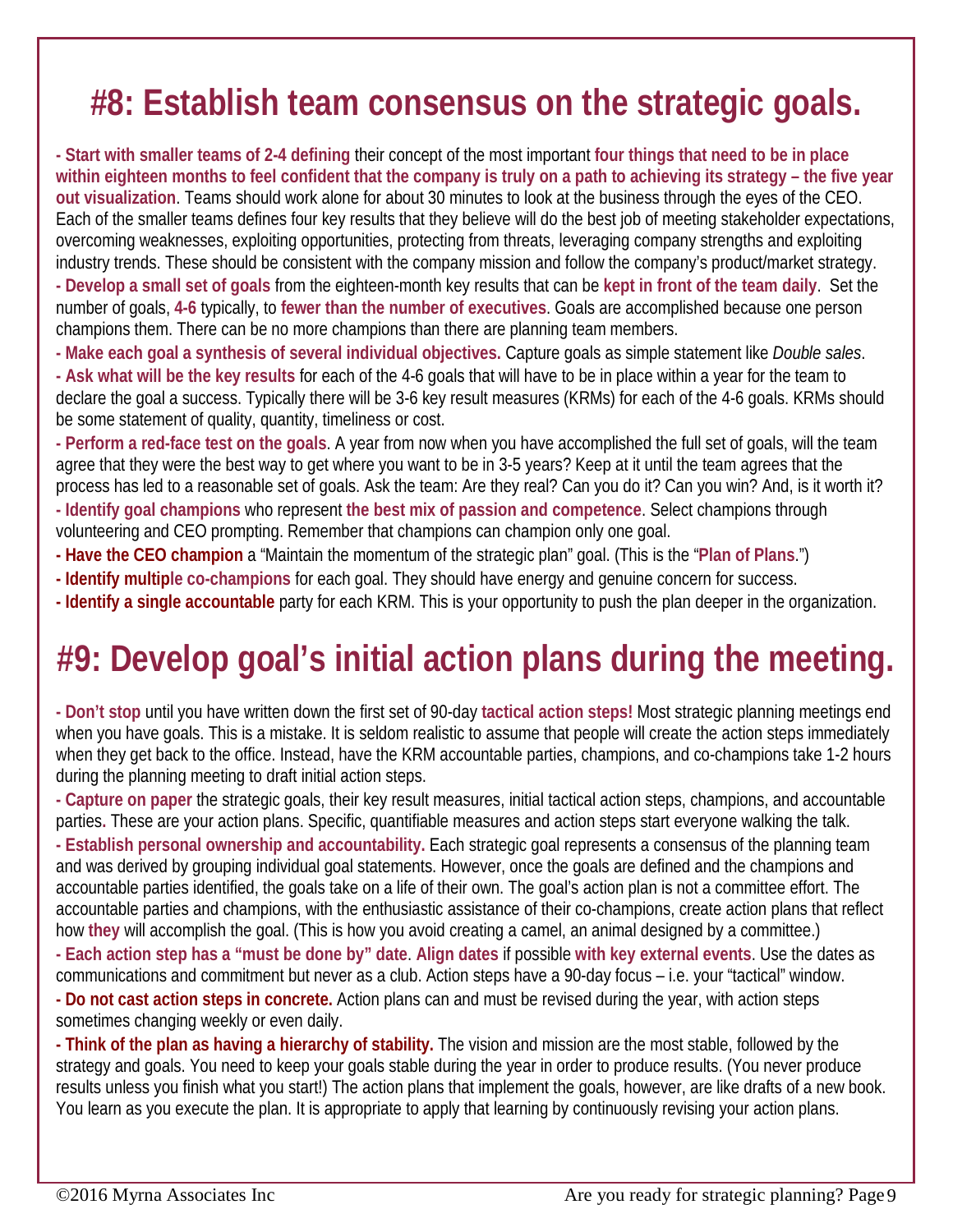# #8: Establish team consensus on the strategic goals.

**- Start with smaller teams of 2-4 defining** their concept of the most important **four things that need to be in place within eighteen months to feel confident that the company is truly on a path to achieving its strategy – the five year out visualization**. Teams should work alone for about 30 minutes to look at the business through the eyes of the CEO. Each of the smaller teams defines four key results that they believe will do the best job of meeting stakeholder expectations, overcoming weaknesses, exploiting opportunities, protecting from threats, leveraging company strengths and exploiting industry trends. These should be consistent with the company mission and follow the company's product/market strategy.

**- Develop a small set of goals** from the eighteen-month key results that can be **kept in front of the team daily**. Set the number of goals, **4-6** typically, to **fewer than the number of executives**. Goals are accomplished because one person champions them. There can be no more champions than there are planning team members.

**- Make each goal a synthesis of several individual objectives.** Capture goals as simple statement like *Double sales*.

**- Ask what will be the key results** for each of the 4-6 goals that will have to be in place within a year for the team to declare the goal a success. Typically there will be 3-6 key result measures (KRMs) for each of the 4-6 goals. KRMs should be some statement of quality, quantity, timeliness or cost.

**- Perform a red-face test on the goals**. A year from now when you have accomplished the full set of goals, will the team agree that they were the best way to get where you want to be in 3-5 years? Keep at it until the team agrees that the process has led to a reasonable set of goals. Ask the team: Are they real? Can you do it? Can you win? And, is it worth it?

**- Identify goal champions** who represent **the best mix of passion and competence**. Select champions through volunteering and CEO prompting. Remember that champions can champion only one goal.

**- Have the CEO champion** a "Maintain the momentum of the strategic plan" goal. (This is the "**Plan of Plans**.")

**- Identify multiple co-champions** for each goal. They should have energy and genuine concern for success.

**- Identify a single accountable** party for each KRM. This is your opportunity to push the plan deeper in the organization.

# #9: Develop goal's initial action plans during the meeting.

**- Don't stop** until you have written down the first set of 90-day **tactical action steps!** Most strategic planning meetings end when you have goals. This is a mistake. It is seldom realistic to assume that people will create the action steps immediately when they get back to the office. Instead, have the KRM accountable parties, champions, and co-champions take 1-2 hours during the planning meeting to draft initial action steps.

**- Capture on paper** the strategic goals, their key result measures, initial tactical action steps, champions, and accountable parties. These are your action plans. Specific, quantifiable measures and action steps start everyone walking the talk.

**- Establish personal ownership and accountability.** Each strategic goal represents a consensus of the planning team and was derived by grouping individual goal statements. However, once the goals are defined and the champions and accountable parties identified, the goals take on a life of their own. The goal's action plan is not a committee effort. The accountable parties and champions, with the enthusiastic assistance of their co-champions, create action plans that reflect how **they** will accomplish the goal. (This is how you avoid creating a camel, an animal designed by a committee.)

**- Each action step has a "must be done by" date**. **Align dates** if possible **with key external events**. Use the dates as communications and commitment but never as a club. Action steps have a 90-day focus – i.e. your "tactical" window.

**- Do not cast action steps in concrete.** Action plans can and must be revised during the year, with action steps sometimes changing weekly or even daily.

**- Think of the plan as having a hierarchy of stability.** The vision and mission are the most stable, followed by the strategy and goals. You need to keep your goals stable during the year in order to produce results. (You never produce results unless you finish what you start!) The action plans that implement the goals, however, are like drafts of a new book. You learn as you execute the plan. It is appropriate to apply that learning by continuously revising your action plans.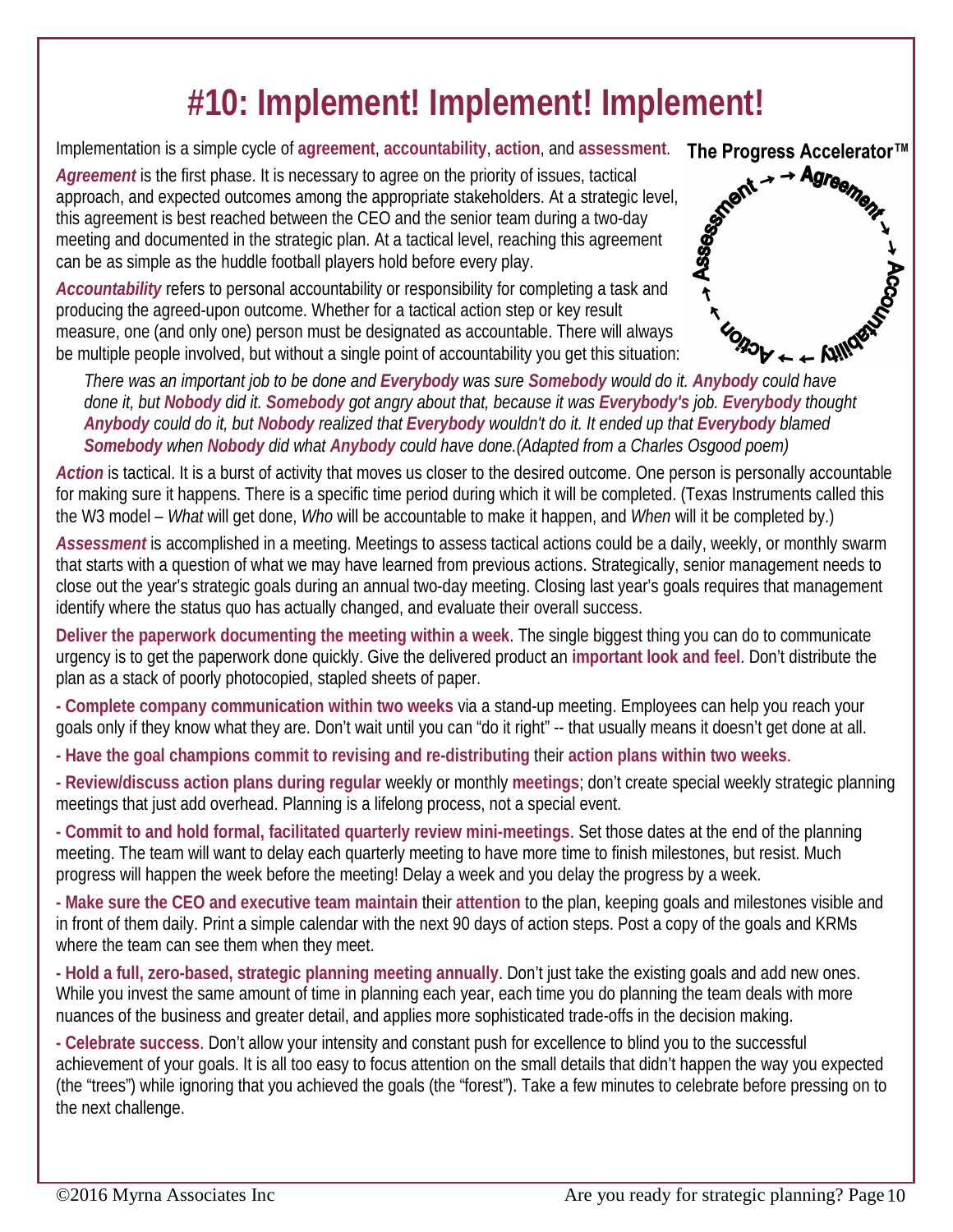# #10: Implement! Implement! Implement!

Implementation is a simple cycle of **agreement**, **accountability**, **action**, and **assessment**.

**The Progress Accelerator™**

Agreement → Accountability → Action → Assessment →

***Agreement*** is the first phase. It is necessary to agree on the priority of issues, tactical approach, and expected outcomes among the appropriate stakeholders. At a strategic level, this agreement is best reached between the CEO and the senior team during a two-day meeting and documented in the strategic plan. At a tactical level, reaching this agreement can be as simple as the huddle football players hold before every play.

***Accountability*** refers to personal accountability or responsibility for completing a task and producing the agreed-upon outcome. Whether for a tactical action step or key result measure, one (and only one) person must be designated as accountable. There will always be multiple people involved, but without a single point of accountability you get this situation:

> *There was an important job to be done and **Everybody** was sure **Somebody** would do it. **Anybody** could have done it, but **Nobody** did it. **Somebody** got angry about that, because it was **Everybody's** job. **Everybody** thought **Anybody** could do it, but **Nobody** realized that **Everybody** wouldn't do it. It ended up that **Everybody** blamed **Somebody** when **Nobody** did what **Anybody** could have done.(Adapted from a Charles Osgood poem)*

***Action*** is tactical. It is a burst of activity that moves us closer to the desired outcome. One person is personally accountable for making sure it happens. There is a specific time period during which it will be completed. (Texas Instruments called this the W3 model – *What* will get done, *Who* will be accountable to make it happen, and *When* will it be completed by.)

***Assessment*** is accomplished in a meeting. Meetings to assess tactical actions could be a daily, weekly, or monthly swarm that starts with a question of what we may have learned from previous actions. Strategically, senior management needs to close out the year's strategic goals during an annual two-day meeting. Closing last year's goals requires that management identify where the status quo has actually changed, and evaluate their overall success.

**Deliver the paperwork documenting the meeting within a week**. The single biggest thing you can do to communicate urgency is to get the paperwork done quickly. Give the delivered product an **important look and feel**. Don't distribute the plan as a stack of poorly photocopied, stapled sheets of paper.

- **Complete company communication within two weeks** via a stand-up meeting. Employees can help you reach your goals only if they know what they are. Don't wait until you can "do it right" -- that usually means it doesn't get done at all.
- **Have the goal champions commit to revising and re-distributing** their **action plans within two weeks**.
- **Review/discuss action plans during regular** weekly or monthly **meetings**; don't create special weekly strategic planning meetings that just add overhead. Planning is a lifelong process, not a special event.
- **Commit to and hold formal, facilitated quarterly review mini-meetings**. Set those dates at the end of the planning meeting. The team will want to delay each quarterly meeting to have more time to finish milestones, but resist. Much progress will happen the week before the meeting! Delay a week and you delay the progress by a week.
- **Make sure the CEO and executive team maintain** their **attention** to the plan, keeping goals and milestones visible and in front of them daily. Print a simple calendar with the next 90 days of action steps. Post a copy of the goals and KRMs where the team can see them when they meet.
- **Hold a full, zero-based, strategic planning meeting annually**. Don't just take the existing goals and add new ones. While you invest the same amount of time in planning each year, each time you do planning the team deals with more nuances of the business and greater detail, and applies more sophisticated trade-offs in the decision making.
- **Celebrate success**. Don't allow your intensity and constant push for excellence to blind you to the successful achievement of your goals. It is all too easy to focus attention on the small details that didn't happen the way you expected (the "trees") while ignoring that you achieved the goals (the "forest"). Take a few minutes to celebrate before pressing on to the next challenge.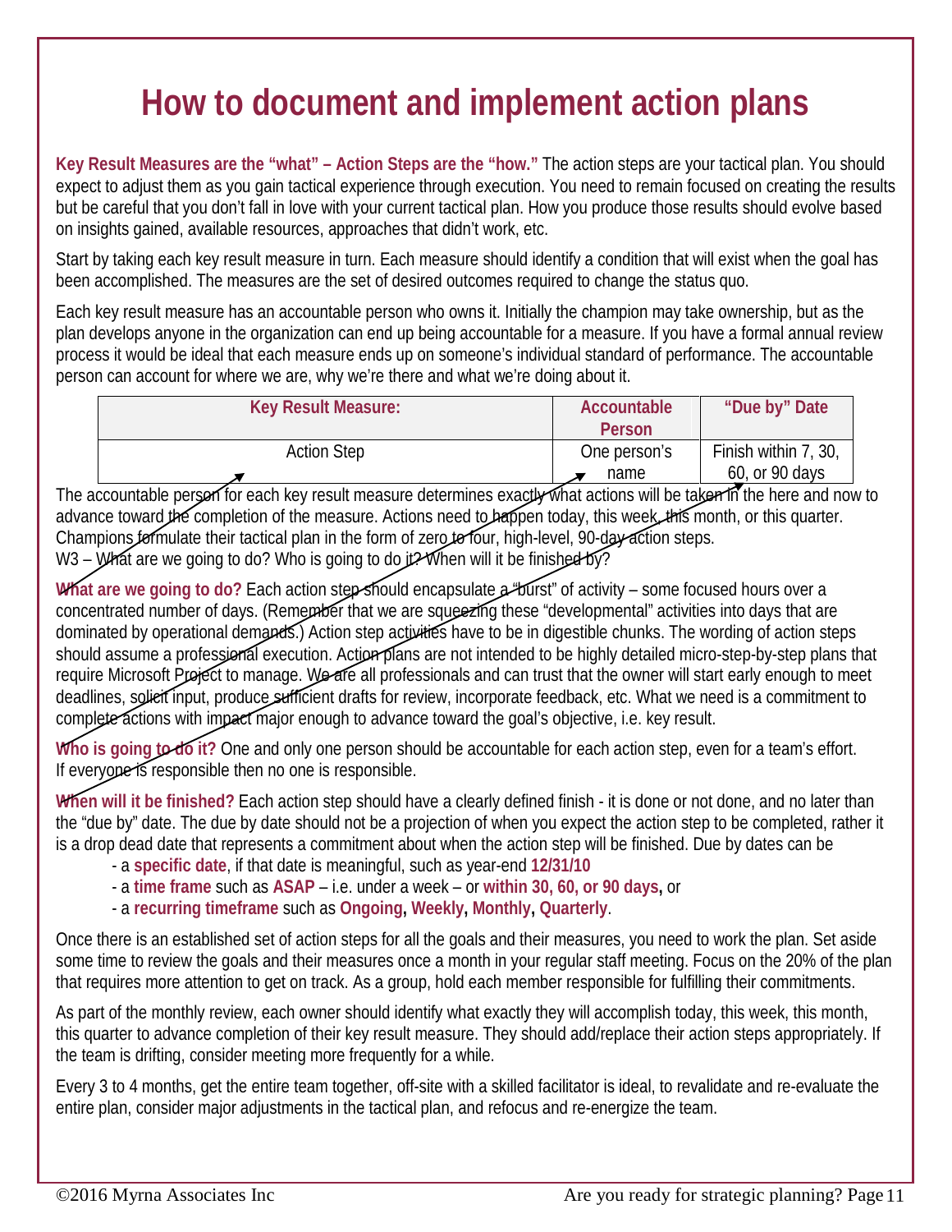# How to document and implement action plans

**Key Result Measures are the "what" – Action Steps are the "how."** The action steps are your tactical plan. You should expect to adjust them as you gain tactical experience through execution. You need to remain focused on creating the results but be careful that you don't fall in love with your current tactical plan. How you produce those results should evolve based on insights gained, available resources, approaches that didn't work, etc.

Start by taking each key result measure in turn. Each measure should identify a condition that will exist when the goal has been accomplished. The measures are the set of desired outcomes required to change the status quo.

Each key result measure has an accountable person who owns it. Initially the champion may take ownership, but as the plan develops anyone in the organization can end up being accountable for a measure. If you have a formal annual review process it would be ideal that each measure ends up on someone's individual standard of performance. The accountable person can account for where we are, why we're there and what we're doing about it.

| Key Result Measure: | Accountable Person | "Due by" Date |
|---|---|---|
| Action Step | One person's name | Finish within 7, 30, 60, or 90 days |

The accountable person for each key result measure determines exactly what actions will be taken in the here and now to advance toward the completion of the measure. Actions need to happen today, this week, this month, or this quarter. Champions formulate their tactical plan in the form of zero to four, high-level, 90-day action steps.
W3 – What are we going to do? Who is going to do it? When will it be finished by?

**What are we going to do?** Each action step should encapsulate a "burst" of activity – some focused hours over a concentrated number of days. (Remember that we are squeezing these "developmental" activities into days that are dominated by operational demands.) Action step activities have to be in digestible chunks. The wording of action steps should assume a professional execution. Action plans are not intended to be highly detailed micro-step-by-step plans that require Microsoft Project to manage. We are all professionals and can trust that the owner will start early enough to meet deadlines, solicit input, produce sufficient drafts for review, incorporate feedback, etc. What we need is a commitment to complete actions with impact major enough to advance toward the goal's objective, i.e. key result.

**Who is going to do it?** One and only one person should be accountable for each action step, even for a team's effort. If everyone is responsible then no one is responsible.

**When will it be finished?** Each action step should have a clearly defined finish - it is done or not done, and no later than the "due by" date. The due by date should not be a projection of when you expect the action step to be completed, rather it is a drop dead date that represents a commitment about when the action step will be finished. Due by dates can be

- a **specific date**, if that date is meaningful, such as year-end **12/31/10**
- a **time frame** such as **ASAP** – i.e. under a week – or **within 30, 60, or 90 days,** or
- a **recurring timeframe** such as **Ongoing, Weekly, Monthly, Quarterly**.

Once there is an established set of action steps for all the goals and their measures, you need to work the plan. Set aside some time to review the goals and their measures once a month in your regular staff meeting. Focus on the 20% of the plan that requires more attention to get on track. As a group, hold each member responsible for fulfilling their commitments.

As part of the monthly review, each owner should identify what exactly they will accomplish today, this week, this month, this quarter to advance completion of their key result measure. They should add/replace their action steps appropriately. If the team is drifting, consider meeting more frequently for a while.

Every 3 to 4 months, get the entire team together, off-site with a skilled facilitator is ideal, to revalidate and re-evaluate the entire plan, consider major adjustments in the tactical plan, and refocus and re-energize the team.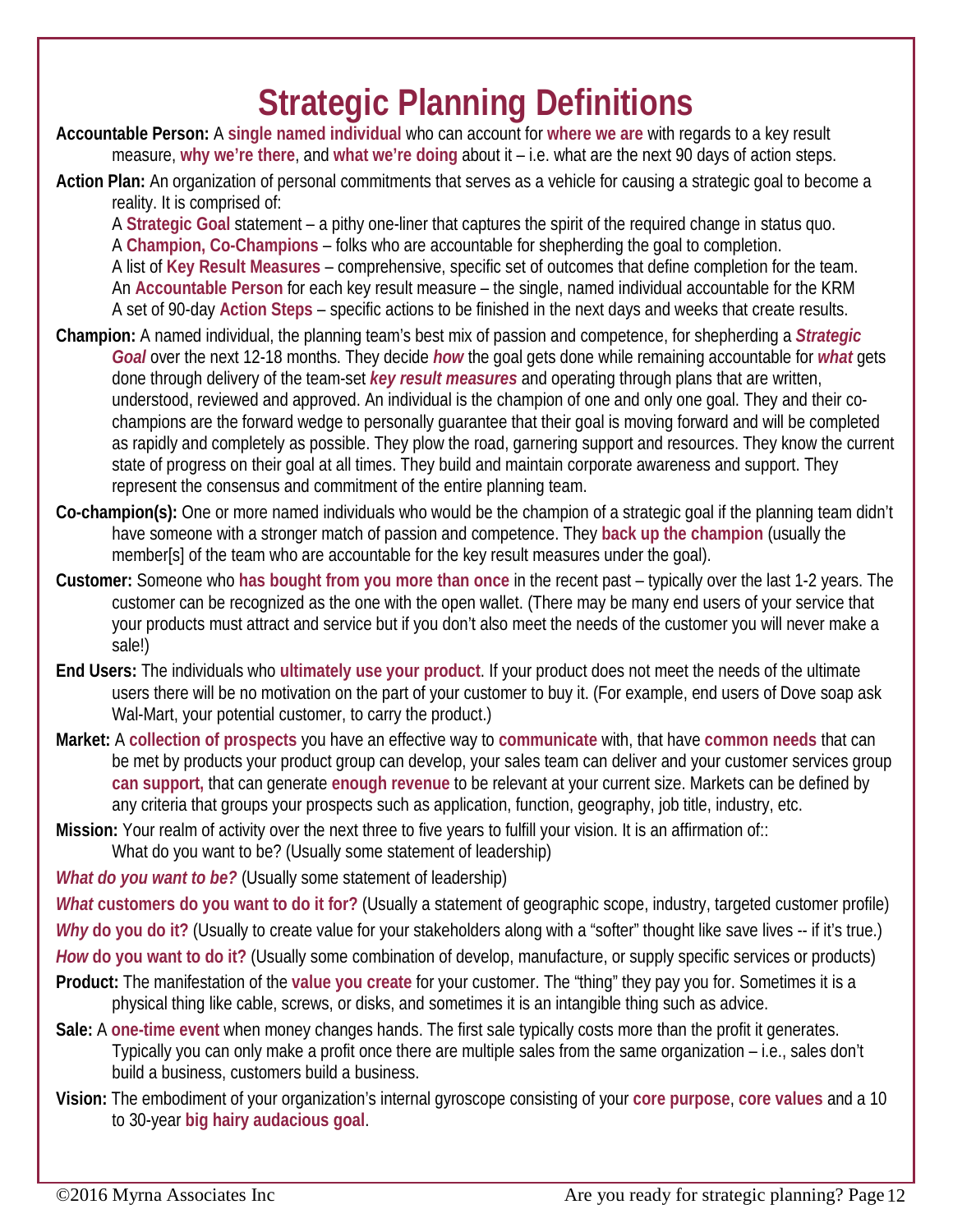# Strategic Planning Definitions

**Accountable Person:** A **single named individual** who can account for **where we are** with regards to a key result measure, **why we're there**, and **what we're doing** about it – i.e. what are the next 90 days of action steps.

**Action Plan:** An organization of personal commitments that serves as a vehicle for causing a strategic goal to become a reality. It is comprised of:

A **Strategic Goal** statement – a pithy one-liner that captures the spirit of the required change in status quo.
A **Champion, Co-Champions** – folks who are accountable for shepherding the goal to completion.
A list of **Key Result Measures** – comprehensive, specific set of outcomes that define completion for the team.
An **Accountable Person** for each key result measure – the single, named individual accountable for the KRM
A set of 90-day **Action Steps** – specific actions to be finished in the next days and weeks that create results.

**Champion:** A named individual, the planning team's best mix of passion and competence, for shepherding a ***Strategic Goal*** over the next 12-18 months. They decide ***how*** the goal gets done while remaining accountable for ***what*** gets done through delivery of the team-set ***key result measures*** and operating through plans that are written, understood, reviewed and approved. An individual is the champion of one and only one goal. They and their co-champions are the forward wedge to personally guarantee that their goal is moving forward and will be completed as rapidly and completely as possible. They plow the road, garnering support and resources. They know the current state of progress on their goal at all times. They build and maintain corporate awareness and support. They represent the consensus and commitment of the entire planning team.

**Co-champion(s):** One or more named individuals who would be the champion of a strategic goal if the planning team didn't have someone with a stronger match of passion and competence. They **back up the champion** (usually the member[s] of the team who are accountable for the key result measures under the goal).

**Customer:** Someone who **has bought from you more than once** in the recent past – typically over the last 1-2 years. The customer can be recognized as the one with the open wallet. (There may be many end users of your service that your products must attract and service but if you don't also meet the needs of the customer you will never make a sale!)

**End Users:** The individuals who **ultimately use your product**. If your product does not meet the needs of the ultimate users there will be no motivation on the part of your customer to buy it. (For example, end users of Dove soap ask Wal-Mart, your potential customer, to carry the product.)

**Market:** A **collection of prospects** you have an effective way to **communicate** with, that have **common needs** that can be met by products your product group can develop, your sales team can deliver and your customer services group **can support,** that can generate **enough revenue** to be relevant at your current size. Markets can be defined by any criteria that groups your prospects such as application, function, geography, job title, industry, etc.

**Mission:** Your realm of activity over the next three to five years to fulfill your vision. It is an affirmation of::
What do you want to be? (Usually some statement of leadership)

***What do you want to be?*** (Usually some statement of leadership)

***What* customers do you want to do it for?** (Usually a statement of geographic scope, industry, targeted customer profile)

***Why* do you do it?** (Usually to create value for your stakeholders along with a "softer" thought like save lives -- if it's true.)

***How* do you want to do it?** (Usually some combination of develop, manufacture, or supply specific services or products)

**Product:** The manifestation of the **value you create** for your customer. The "thing" they pay you for. Sometimes it is a physical thing like cable, screws, or disks, and sometimes it is an intangible thing such as advice.

**Sale:** A **one-time event** when money changes hands. The first sale typically costs more than the profit it generates. Typically you can only make a profit once there are multiple sales from the same organization – i.e., sales don't build a business, customers build a business.

**Vision:** The embodiment of your organization's internal gyroscope consisting of your **core purpose**, **core values** and a 10 to 30-year **big hairy audacious goal**.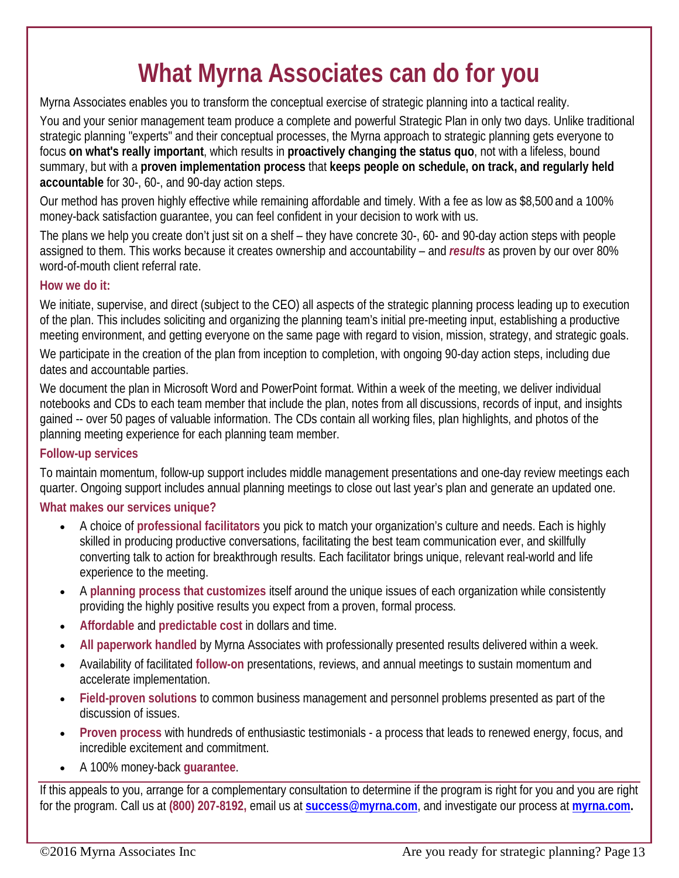# What Myrna Associates can do for you

Myrna Associates enables you to transform the conceptual exercise of strategic planning into a tactical reality.

You and your senior management team produce a complete and powerful Strategic Plan in only two days. Unlike traditional strategic planning "experts" and their conceptual processes, the Myrna approach to strategic planning gets everyone to focus **on what's really important**, which results in **proactively changing the status quo**, not with a lifeless, bound summary, but with a **proven implementation process** that **keeps people on schedule, on track, and regularly held accountable** for 30-, 60-, and 90-day action steps.

Our method has proven highly effective while remaining affordable and timely. With a fee as low as $8,500 and a 100% money-back satisfaction guarantee, you can feel confident in your decision to work with us.

The plans we help you create don't just sit on a shelf – they have concrete 30-, 60- and 90-day action steps with people assigned to them. This works because it creates ownership and accountability – and ***results*** as proven by our over 80% word-of-mouth client referral rate.

### How we do it:

We initiate, supervise, and direct (subject to the CEO) all aspects of the strategic planning process leading up to execution of the plan. This includes soliciting and organizing the planning team's initial pre-meeting input, establishing a productive meeting environment, and getting everyone on the same page with regard to vision, mission, strategy, and strategic goals.

We participate in the creation of the plan from inception to completion, with ongoing 90-day action steps, including due dates and accountable parties.

We document the plan in Microsoft Word and PowerPoint format. Within a week of the meeting, we deliver individual notebooks and CDs to each team member that include the plan, notes from all discussions, records of input, and insights gained -- over 50 pages of valuable information. The CDs contain all working files, plan highlights, and photos of the planning meeting experience for each planning team member.

### Follow-up services

To maintain momentum, follow-up support includes middle management presentations and one-day review meetings each quarter. Ongoing support includes annual planning meetings to close out last year's plan and generate an updated one.

### What makes our services unique?

- A choice of **professional facilitators** you pick to match your organization's culture and needs. Each is highly skilled in producing productive conversations, facilitating the best team communication ever, and skillfully converting talk to action for breakthrough results. Each facilitator brings unique, relevant real-world and life experience to the meeting.
- A **planning process that customizes** itself around the unique issues of each organization while consistently providing the highly positive results you expect from a proven, formal process.
- **Affordable** and **predictable cost** in dollars and time.
- **All paperwork handled** by Myrna Associates with professionally presented results delivered within a week.
- Availability of facilitated **follow-on** presentations, reviews, and annual meetings to sustain momentum and accelerate implementation.
- **Field-proven solutions** to common business management and personnel problems presented as part of the discussion of issues.
- **Proven process** with hundreds of enthusiastic testimonials - a process that leads to renewed energy, focus, and incredible excitement and commitment.
- A 100% money-back **guarantee**.

---

If this appeals to you, arrange for a complementary consultation to determine if the program is right for you and you are right for the program. Call us at **(800) 207-8192,** email us at **[success@myrna.com](mailto:success@myrna.com)**, and investigate our process at **[myrna.com](http://myrna.com).**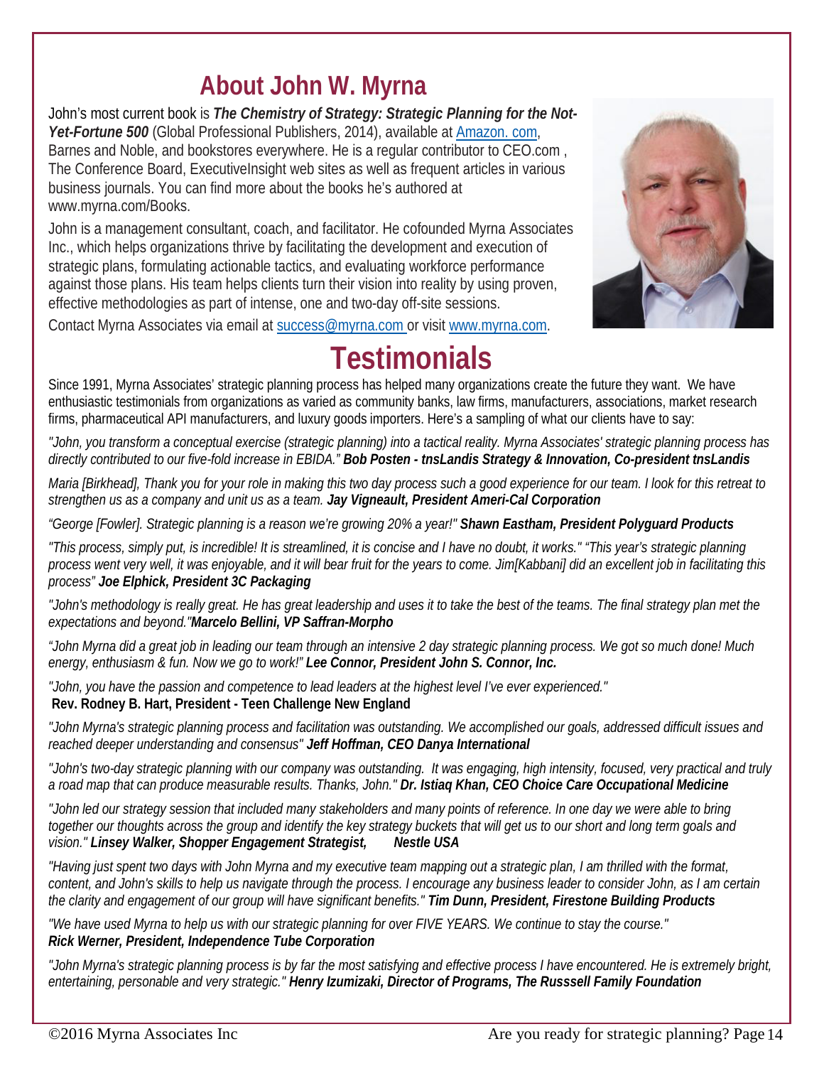# About John W. Myrna

John's most current book is ***The Chemistry of Strategy: Strategic Planning for the Not-Yet-Fortune 500*** (Global Professional Publishers, 2014), available at Amazon. com, Barnes and Noble, and bookstores everywhere. He is a regular contributor to CEO.com , The Conference Board, ExecutiveInsight web sites as well as frequent articles in various business journals. You can find more about the books he's authored at www.myrna.com/Books.

John is a management consultant, coach, and facilitator. He cofounded Myrna Associates Inc., which helps organizations thrive by facilitating the development and execution of strategic plans, formulating actionable tactics, and evaluating workforce performance against those plans. His team helps clients turn their vision into reality by using proven, effective methodologies as part of intense, one and two-day off-site sessions.

Contact Myrna Associates via email at success@myrna.com or visit www.myrna.com.

# Testimonials

Since 1991, Myrna Associates' strategic planning process has helped many organizations create the future they want. We have enthusiastic testimonials from organizations as varied as community banks, law firms, manufacturers, associations, market research firms, pharmaceutical API manufacturers, and luxury goods importers. Here's a sampling of what our clients have to say:

*"John, you transform a conceptual exercise (strategic planning) into a tactical reality. Myrna Associates' strategic planning process has directly contributed to our five-fold increase in EBIDA."* ***Bob Posten - tnsLandis Strategy & Innovation, Co-president tnsLandis***

*Maria [Birkhead], Thank you for your role in making this two day process such a good experience for our team. I look for this retreat to strengthen us as a company and unit us as a team.* ***Jay Vigneault, President Ameri-Cal Corporation***

*"George [Fowler]. Strategic planning is a reason we're growing 20% a year!"* ***Shawn Eastham, President Polyguard Products***

*"This process, simply put, is incredible! It is streamlined, it is concise and I have no doubt, it works." "This year's strategic planning process went very well, it was enjoyable, and it will bear fruit for the years to come. Jim[Kabbani] did an excellent job in facilitating this process"* ***Joe Elphick, President 3C Packaging***

*"John's methodology is really great. He has great leadership and uses it to take the best of the teams. The final strategy plan met the expectations and beyond."****Marcelo Bellini, VP Saffran-Morpho***

*"John Myrna did a great job in leading our team through an intensive 2 day strategic planning process. We got so much done! Much energy, enthusiasm & fun. Now we go to work!"* ***Lee Connor, President John S. Connor, Inc.***

*"John, you have the passion and competence to lead leaders at the highest level I've ever experienced."*
**Rev. Rodney B. Hart, President - Teen Challenge New England**

*"John Myrna's strategic planning process and facilitation was outstanding. We accomplished our goals, addressed difficult issues and reached deeper understanding and consensus"* ***Jeff Hoffman, CEO Danya International***

*"John's two-day strategic planning with our company was outstanding. It was engaging, high intensity, focused, very practical and truly a road map that can produce measurable results. Thanks, John."* ***Dr. Istiaq Khan, CEO Choice Care Occupational Medicine***

*"John led our strategy session that included many stakeholders and many points of reference. In one day we were able to bring together our thoughts across the group and identify the key strategy buckets that will get us to our short and long term goals and vision."* ***Linsey Walker, Shopper Engagement Strategist, Nestle USA***

*"Having just spent two days with John Myrna and my executive team mapping out a strategic plan, I am thrilled with the format, content, and John's skills to help us navigate through the process. I encourage any business leader to consider John, as I am certain the clarity and engagement of our group will have significant benefits."* ***Tim Dunn, President, Firestone Building Products***

*"We have used Myrna to help us with our strategic planning for over FIVE YEARS. We continue to stay the course."*
***Rick Werner, President, Independence Tube Corporation***

*"John Myrna's strategic planning process is by far the most satisfying and effective process I have encountered. He is extremely bright, entertaining, personable and very strategic."* ***Henry Izumizaki, Director of Programs, The Russsell Family Foundation***